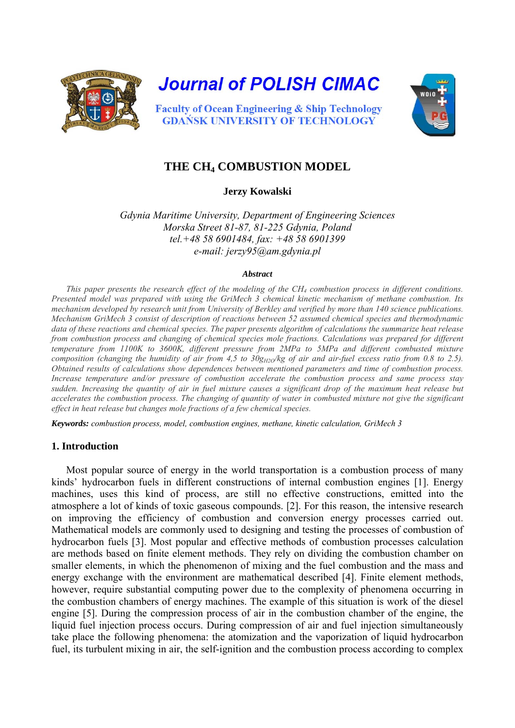# Journal of POLISH CIMAC

Faculty of Ocean Engineering & Ship Technology
GDAŃSK UNIVERSITY OF TECHNOLOGY

## THE $CH_4$ COMBUSTION MODEL

**Jerzy Kowalski**

*Gdynia Maritime University, Department of Engineering Sciences*
*Morska Street 81-87, 81-225 Gdynia, Poland*
*tel.+48 58 6901484, fax: +48 58 6901399*
*e-mail: jerzy95@am.gdynia.pl*

***Abstract***

*This paper presents the research effect of the modeling of the $CH_4$ combustion process in different conditions. Presented model was prepared with using the GriMech 3 chemical kinetic mechanism of methane combustion. Its mechanism developed by research unit from University of Berkley and verified by more than 140 science publications. Mechanism GriMech 3 consist of description of reactions between 52 assumed chemical species and thermodynamic data of these reactions and chemical species. The paper presents algorithm of calculations the summarize heat release from combustion process and changing of chemical species mole fractions. Calculations was prepared for different temperature from 1100K to 3600K, different pressure from 2MPa to 5MPa and different combusted mixture composition (changing the humidity of air from 4,5 to 30$g_{H2O}$/kg of air and air-fuel excess ratio from 0.8 to 2.5). Obtained results of calculations show dependences between mentioned parameters and time of combustion process. Increase temperature and/or pressure of combustion accelerate the combustion process and same process stay sudden. Increasing the quantity of air in fuel mixture causes a significant drop of the maximum heat release but accelerates the combustion process. The changing of quantity of water in combusted mixture not give the significant effect in heat release but changes mole fractions of a few chemical species.*

***Keywords:*** *combustion process, model, combustion engines, methane, kinetic calculation, GriMech 3*

## 1. Introduction

Most popular source of energy in the world transportation is a combustion process of many kinds' hydrocarbon fuels in different constructions of internal combustion engines [1]. Energy machines, uses this kind of process, are still no effective constructions, emitted into the atmosphere a lot of kinds of toxic gaseous compounds. [2]. For this reason, the intensive research on improving the efficiency of combustion and conversion energy processes carried out. Mathematical models are commonly used to designing and testing the processes of combustion of hydrocarbon fuels [3]. Most popular and effective methods of combustion processes calculation are methods based on finite element methods. They rely on dividing the combustion chamber on smaller elements, in which the phenomenon of mixing and the fuel combustion and the mass and energy exchange with the environment are mathematical described [4]. Finite element methods, however, require substantial computing power due to the complexity of phenomena occurring in the combustion chambers of energy machines. The example of this situation is work of the diesel engine [5]. During the compression process of air in the combustion chamber of the engine, the liquid fuel injection process occurs. During compression of air and fuel injection simultaneously take place the following phenomena: the atomization and the vaporization of liquid hydrocarbon fuel, its turbulent mixing in air, the self-ignition and the combustion process according to complex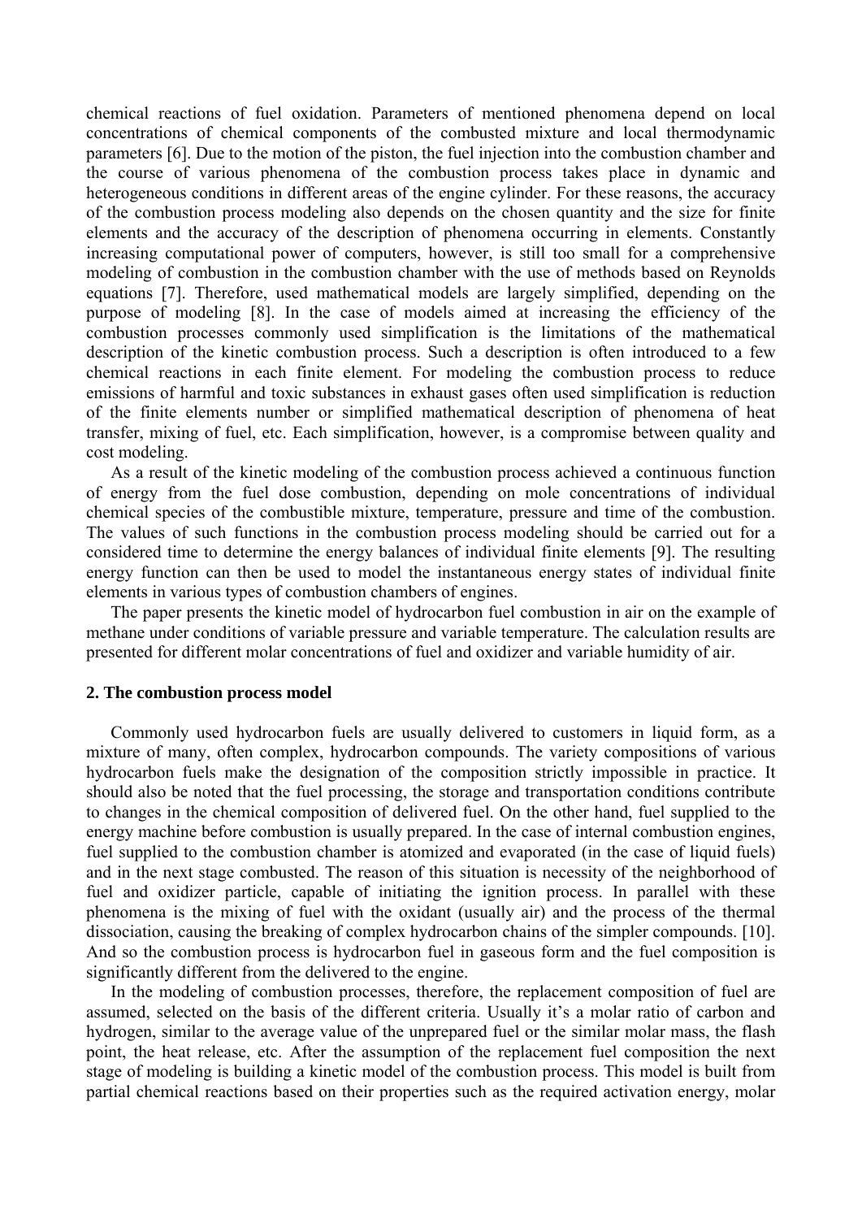chemical reactions of fuel oxidation. Parameters of mentioned phenomena depend on local concentrations of chemical components of the combusted mixture and local thermodynamic parameters [6]. Due to the motion of the piston, the fuel injection into the combustion chamber and the course of various phenomena of the combustion process takes place in dynamic and heterogeneous conditions in different areas of the engine cylinder. For these reasons, the accuracy of the combustion process modeling also depends on the chosen quantity and the size for finite elements and the accuracy of the description of phenomena occurring in elements. Constantly increasing computational power of computers, however, is still too small for a comprehensive modeling of combustion in the combustion chamber with the use of methods based on Reynolds equations [7]. Therefore, used mathematical models are largely simplified, depending on the purpose of modeling [8]. In the case of models aimed at increasing the efficiency of the combustion processes commonly used simplification is the limitations of the mathematical description of the kinetic combustion process. Such a description is often introduced to a few chemical reactions in each finite element. For modeling the combustion process to reduce emissions of harmful and toxic substances in exhaust gases often used simplification is reduction of the finite elements number or simplified mathematical description of phenomena of heat transfer, mixing of fuel, etc. Each simplification, however, is a compromise between quality and cost modeling.

As a result of the kinetic modeling of the combustion process achieved a continuous function of energy from the fuel dose combustion, depending on mole concentrations of individual chemical species of the combustible mixture, temperature, pressure and time of the combustion. The values of such functions in the combustion process modeling should be carried out for a considered time to determine the energy balances of individual finite elements [9]. The resulting energy function can then be used to model the instantaneous energy states of individual finite elements in various types of combustion chambers of engines.

The paper presents the kinetic model of hydrocarbon fuel combustion in air on the example of methane under conditions of variable pressure and variable temperature. The calculation results are presented for different molar concentrations of fuel and oxidizer and variable humidity of air.

## 2. The combustion process model

Commonly used hydrocarbon fuels are usually delivered to customers in liquid form, as a mixture of many, often complex, hydrocarbon compounds. The variety compositions of various hydrocarbon fuels make the designation of the composition strictly impossible in practice. It should also be noted that the fuel processing, the storage and transportation conditions contribute to changes in the chemical composition of delivered fuel. On the other hand, fuel supplied to the energy machine before combustion is usually prepared. In the case of internal combustion engines, fuel supplied to the combustion chamber is atomized and evaporated (in the case of liquid fuels) and in the next stage combusted. The reason of this situation is necessity of the neighborhood of fuel and oxidizer particle, capable of initiating the ignition process. In parallel with these phenomena is the mixing of fuel with the oxidant (usually air) and the process of the thermal dissociation, causing the breaking of complex hydrocarbon chains of the simpler compounds. [10]. And so the combustion process is hydrocarbon fuel in gaseous form and the fuel composition is significantly different from the delivered to the engine.

In the modeling of combustion processes, therefore, the replacement composition of fuel are assumed, selected on the basis of the different criteria. Usually it's a molar ratio of carbon and hydrogen, similar to the average value of the unprepared fuel or the similar molar mass, the flash point, the heat release, etc. After the assumption of the replacement fuel composition the next stage of modeling is building a kinetic model of the combustion process. This model is built from partial chemical reactions based on their properties such as the required activation energy, molar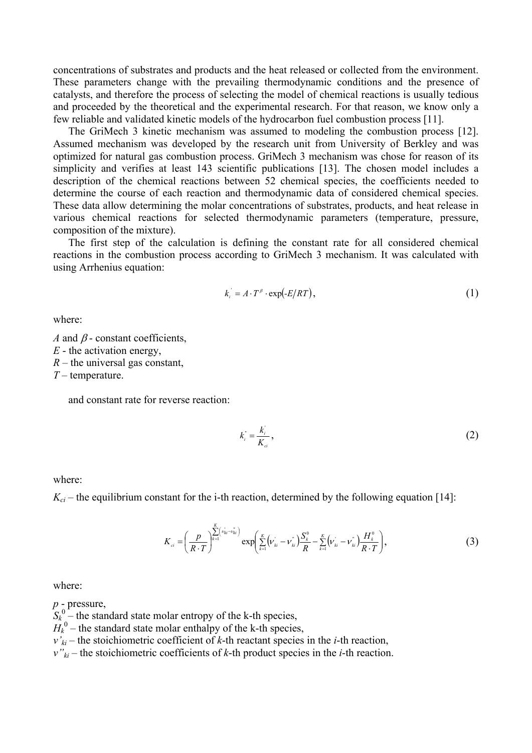concentrations of substrates and products and the heat released or collected from the environment. These parameters change with the prevailing thermodynamic conditions and the presence of catalysts, and therefore the process of selecting the model of chemical reactions is usually tedious and proceeded by the theoretical and the experimental research. For that reason, we know only a few reliable and validated kinetic models of the hydrocarbon fuel combustion process [11].

The GriMech 3 kinetic mechanism was assumed to modeling the combustion process [12]. Assumed mechanism was developed by the research unit from University of Berkley and was optimized for natural gas combustion process. GriMech 3 mechanism was chose for reason of its simplicity and verifies at least 143 scientific publications [13]. The chosen model includes a description of the chemical reactions between 52 chemical species, the coefficients needed to determine the course of each reaction and thermodynamic data of considered chemical species. These data allow determining the molar concentrations of substrates, products, and heat release in various chemical reactions for selected thermodynamic parameters (temperature, pressure, composition of the mixture).

The first step of the calculation is defining the constant rate for all considered chemical reactions in the combustion process according to GriMech 3 mechanism. It was calculated with using Arrhenius equation:

$$k_i^{'} = A \cdot T^{\beta} \cdot \exp(-E/RT), \tag{1}$$

where:

$A$ and $\beta$ - constant coefficients,
$E$ - the activation energy,
$R$ – the universal gas constant,
$T$ – temperature.

and constant rate for reverse reaction:

$$k_i^{"} = \frac{k_i^{'}}{K_{ci}}, \tag{2}$$

where:

$K_{ci}$ – the equilibrium constant for the i-th reaction, determined by the following equation [14]:

$$K_{ci} = \left(\frac{p}{R \cdot T}\right)^{\sum_{k=1}^{K}\left(\nu_{ki}^{'} - \nu_{ki}^{"}\right)} \exp\left(\sum_{k=1}^{K}\left(\nu_{ki}^{'} - \nu_{ki}^{"}\right)\frac{S_k^0}{R} - \sum_{k=1}^{K}\left(\nu_{ki}^{'} - \nu_{ki}^{"}\right)\frac{H_k^0}{R \cdot T}\right), \tag{3}$$

where:

$p$ - pressure,
$S_k^0$ – the standard state molar entropy of the k-th species,
$H_k^0$ – the standard state molar enthalpy of the k-th species,
$\nu'_{ki}$ – the stoichiometric coefficient of $k$-th reactant species in the $i$-th reaction,
$\nu''_{ki}$ – the stoichiometric coefficients of $k$-th product species in the $i$-th reaction.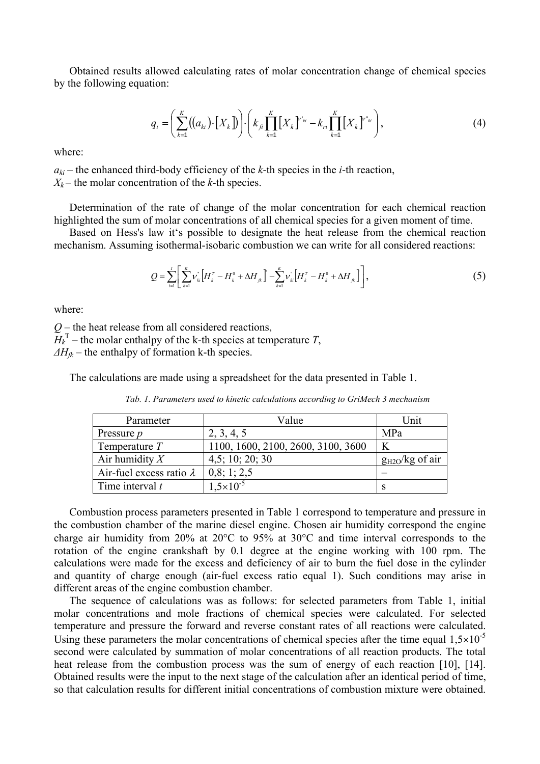Obtained results allowed calculating rates of molar concentration change of chemical species by the following equation:

$$q_i = \left( \sum_{k=1}^{K} \left( (a_{ki}) \cdot [X_k] \right) \right) \cdot \left( k_{fi} \prod_{k=1}^{K} [X_k]^{\nu'_{ki}} - k_{ri} \prod_{k=1}^{K} [X_k]^{\nu''_{ki}} \right), \tag{4}$$

where:

$a_{ki}$ – the enhanced third-body efficiency of the *k*-th species in the *i*-th reaction,
$X_k$ – the molar concentration of the *k*-th species.

Determination of the rate of change of the molar concentration for each chemical reaction highlighted the sum of molar concentrations of all chemical species for a given moment of time.

Based on Hess's law it's possible to designate the heat release from the chemical reaction mechanism. Assuming isothermal-isobaric combustion we can write for all considered reactions:

$$Q = \sum_{i=1}^{I} \left[ \sum_{k=1}^{K} \nu''_{ki} \left[ H_k^T - H_k^0 + \Delta H_{fk} \right]'' - \sum_{k=1}^{K} \nu'_{ki} \left[ H_k^T - H_k^0 + \Delta H_{fk} \right]' \right], \tag{5}$$

where:

$Q$ – the heat release from all considered reactions,
$H_k^T$ – the molar enthalpy of the k-th species at temperature $T$,
$\Delta H_{fk}$ – the enthalpy of formation k-th species.

The calculations are made using a spreadsheet for the data presented in Table 1.

*Tab. 1. Parameters used to kinetic calculations according to GriMech 3 mechanism*

| Parameter | Value | Unit |
|---|---|---|
| Pressure $p$ | 2, 3, 4, 5 | MPa |
| Temperature $T$ | 1100, 1600, 2100, 2600, 3100, 3600 | K |
| Air humidity $X$ | 4,5; 10; 20; 30 | $g_{H2O}$/kg of air |
| Air-fuel excess ratio $\lambda$ | 0,8; 1; 2,5 | – |
| Time interval $t$ | $1{,}5\times10^{-5}$ | s |

Combustion process parameters presented in Table 1 correspond to temperature and pressure in the combustion chamber of the marine diesel engine. Chosen air humidity correspond the engine charge air humidity from 20% at 20°C to 95% at 30°C and time interval corresponds to the rotation of the engine crankshaft by 0.1 degree at the engine working with 100 rpm. The calculations were made for the excess and deficiency of air to burn the fuel dose in the cylinder and quantity of charge enough (air-fuel excess ratio equal 1). Such conditions may arise in different areas of the engine combustion chamber.

The sequence of calculations was as follows: for selected parameters from Table 1, initial molar concentrations and mole fractions of chemical species were calculated. For selected temperature and pressure the forward and reverse constant rates of all reactions were calculated. Using these parameters the molar concentrations of chemical species after the time equal $1{,}5\times10^{-5}$ second were calculated by summation of molar concentrations of all reaction products. The total heat release from the combustion process was the sum of energy of each reaction [10], [14]. Obtained results were the input to the next stage of the calculation after an identical period of time, so that calculation results for different initial concentrations of combustion mixture were obtained.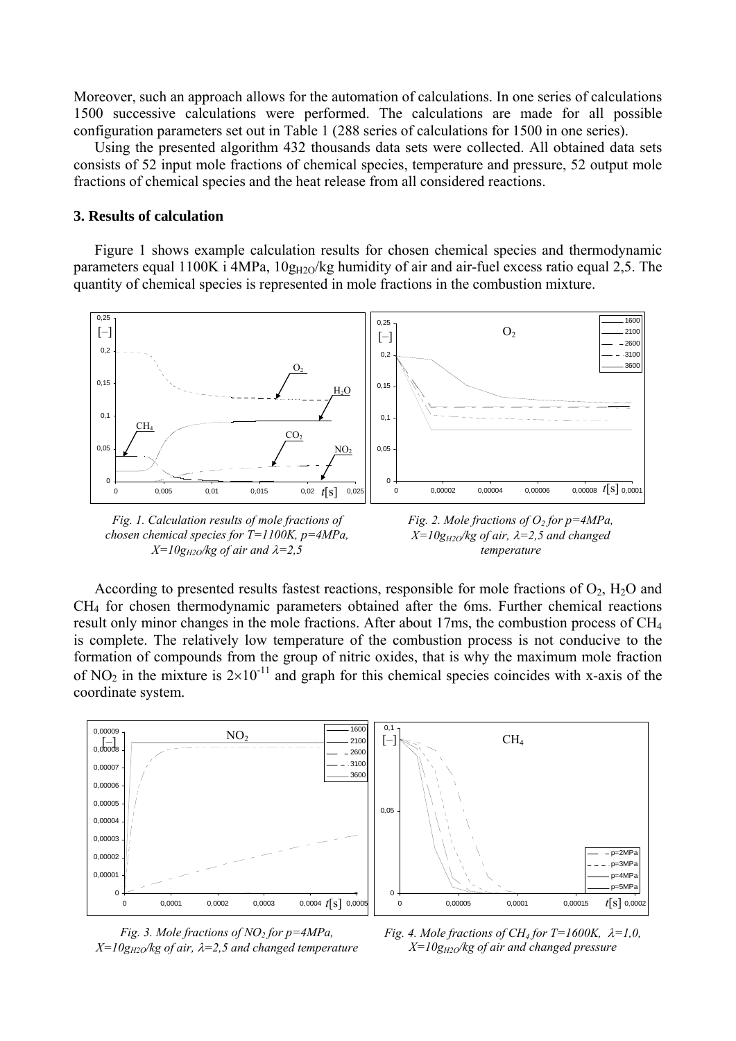Moreover, such an approach allows for the automation of calculations. In one series of calculations 1500 successive calculations were performed. The calculations are made for all possible configuration parameters set out in Table 1 (288 series of calculations for 1500 in one series).

Using the presented algorithm 432 thousands data sets were collected. All obtained data sets consists of 52 input mole fractions of chemical species, temperature and pressure, 52 output mole fractions of chemical species and the heat release from all considered reactions.

## 3. Results of calculation

Figure 1 shows example calculation results for chosen chemical species and thermodynamic parameters equal 1100K i 4MPa, $10g_{H2O}$/kg humidity of air and air-fuel excess ratio equal 2,5. The quantity of chemical species is represented in mole fractions in the combustion mixture.

*Fig. 1. Calculation results of mole fractions of chosen chemical species for T=1100K, p=4MPa, $X=10g_{H2O}$/kg of air and $\lambda$=2,5*

*Fig. 2. Mole fractions of $O_2$ for p=4MPa, $X=10g_{H2O}$/kg of air, $\lambda$=2,5 and changed temperature*

According to presented results fastest reactions, responsible for mole fractions of $O_2$, $H_2O$ and $CH_4$ for chosen thermodynamic parameters obtained after the 6ms. Further chemical reactions result only minor changes in the mole fractions. After about 17ms, the combustion process of $CH_4$ is complete. The relatively low temperature of the combustion process is not conducive to the formation of compounds from the group of nitric oxides, that is why the maximum mole fraction of $NO_2$ in the mixture is $2\times10^{-11}$ and graph for this chemical species coincides with x-axis of the coordinate system.

*Fig. 3. Mole fractions of $NO_2$ for p=4MPa, $X=10g_{H2O}$/kg of air, $\lambda$=2,5 and changed temperature*

*Fig. 4. Mole fractions of $CH_4$ for T=1600K, $\lambda$=1,0, $X=10g_{H2O}$/kg of air and changed pressure*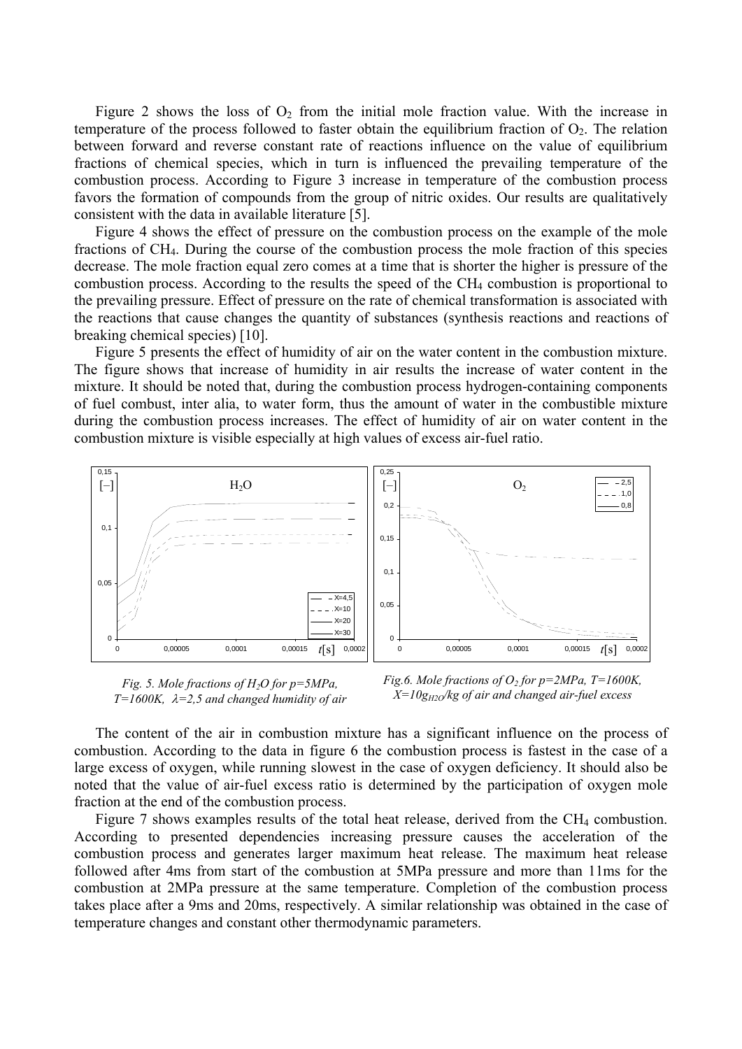Figure 2 shows the loss of $O_2$ from the initial mole fraction value. With the increase in temperature of the process followed to faster obtain the equilibrium fraction of $O_2$. The relation between forward and reverse constant rate of reactions influence on the value of equilibrium fractions of chemical species, which in turn is influenced the prevailing temperature of the combustion process. According to Figure 3 increase in temperature of the combustion process favors the formation of compounds from the group of nitric oxides. Our results are qualitatively consistent with the data in available literature [5].

Figure 4 shows the effect of pressure on the combustion process on the example of the mole fractions of $CH_4$. During the course of the combustion process the mole fraction of this species decrease. The mole fraction equal zero comes at a time that is shorter the higher is pressure of the combustion process. According to the results the speed of the $CH_4$ combustion is proportional to the prevailing pressure. Effect of pressure on the rate of chemical transformation is associated with the reactions that cause changes the quantity of substances (synthesis reactions and reactions of breaking chemical species) [10].

Figure 5 presents the effect of humidity of air on the water content in the combustion mixture. The figure shows that increase of humidity in air results the increase of water content in the mixture. It should be noted that, during the combustion process hydrogen-containing components of fuel combust, inter alia, to water form, thus the amount of water in the combustible mixture during the combustion process increases. The effect of humidity of air on water content in the combustion mixture is visible especially at high values of excess air-fuel ratio.

*Fig. 5. Mole fractions of $H_2O$ for p=5MPa, T=1600K, $\lambda$=2,5 and changed humidity of air*

*Fig.6. Mole fractions of $O_2$ for p=2MPa, T=1600K, X=10$g_{H2O}$/kg of air and changed air-fuel excess*

The content of the air in combustion mixture has a significant influence on the process of combustion. According to the data in figure 6 the combustion process is fastest in the case of a large excess of oxygen, while running slowest in the case of oxygen deficiency. It should also be noted that the value of air-fuel excess ratio is determined by the participation of oxygen mole fraction at the end of the combustion process.

Figure 7 shows examples results of the total heat release, derived from the $CH_4$ combustion. According to presented dependencies increasing pressure causes the acceleration of the combustion process and generates larger maximum heat release. The maximum heat release followed after 4ms from start of the combustion at 5MPa pressure and more than 11ms for the combustion at 2MPa pressure at the same temperature. Completion of the combustion process takes place after a 9ms and 20ms, respectively. A similar relationship was obtained in the case of temperature changes and constant other thermodynamic parameters.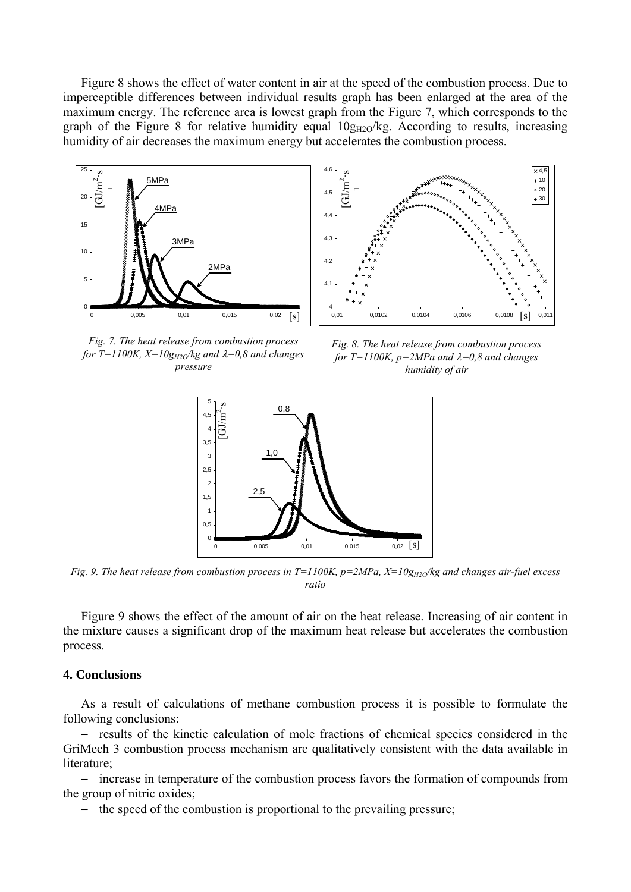Figure 8 shows the effect of water content in air at the speed of the combustion process. Due to imperceptible differences between individual results graph has been enlarged at the area of the maximum energy. The reference area is lowest graph from the Figure 7, which corresponds to the graph of the Figure 8 for relative humidity equal $10g_{H2O}$/kg. According to results, increasing humidity of air decreases the maximum energy but accelerates the combustion process.

*Fig. 7. The heat release from combustion process for T=1100K, $X=10g_{H2O}$/kg and $\lambda=0,8$ and changes pressure*

*Fig. 8. The heat release from combustion process for T=1100K, p=2MPa and $\lambda=0,8$ and changes humidity of air*

*Fig. 9. The heat release from combustion process in T=1100K, p=2MPa, $X=10g_{H2O}$/kg and changes air-fuel excess ratio*

Figure 9 shows the effect of the amount of air on the heat release. Increasing of air content in the mixture causes a significant drop of the maximum heat release but accelerates the combustion process.

### 4. Conclusions

As a result of calculations of methane combustion process it is possible to formulate the following conclusions:

- results of the kinetic calculation of mole fractions of chemical species considered in the GriMech 3 combustion process mechanism are qualitatively consistent with the data available in literature;
- increase in temperature of the combustion process favors the formation of compounds from the group of nitric oxides;
- the speed of the combustion is proportional to the prevailing pressure;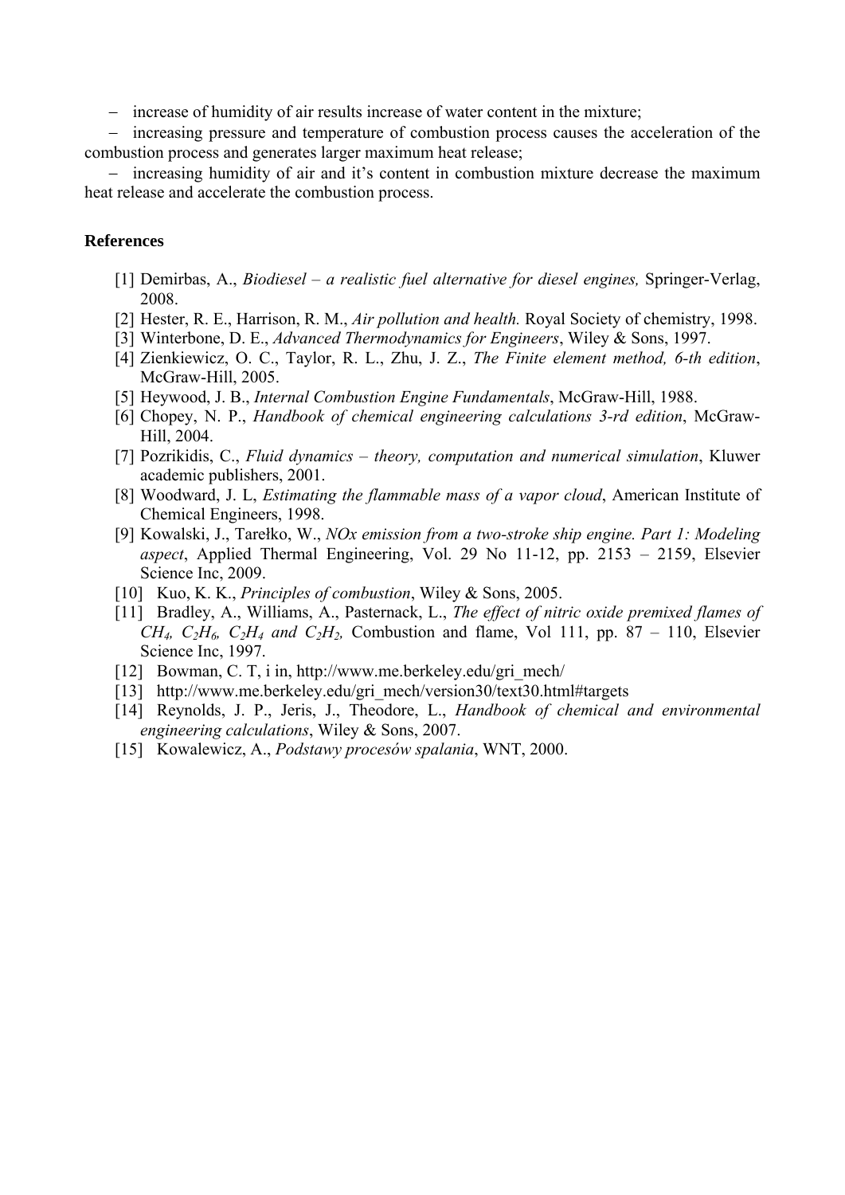- increase of humidity of air results increase of water content in the mixture;
- increasing pressure and temperature of combustion process causes the acceleration of the combustion process and generates larger maximum heat release;
- increasing humidity of air and it's content in combustion mixture decrease the maximum heat release and accelerate the combustion process.

**References**

[1] Demirbas, A., *Biodiesel – a realistic fuel alternative for diesel engines,* Springer-Verlag, 2008.

[2] Hester, R. E., Harrison, R. M., *Air pollution and health.* Royal Society of chemistry, 1998.

[3] Winterbone, D. E., *Advanced Thermodynamics for Engineers*, Wiley & Sons, 1997.

[4] Zienkiewicz, O. C., Taylor, R. L., Zhu, J. Z., *The Finite element method, 6-th edition*, McGraw-Hill, 2005.

[5] Heywood, J. B., *Internal Combustion Engine Fundamentals*, McGraw-Hill, 1988.

[6] Chopey, N. P., *Handbook of chemical engineering calculations 3-rd edition*, McGraw-Hill, 2004.

[7] Pozrikidis, C., *Fluid dynamics – theory, computation and numerical simulation*, Kluwer academic publishers, 2001.

[8] Woodward, J. L, *Estimating the flammable mass of a vapor cloud*, American Institute of Chemical Engineers, 1998.

[9] Kowalski, J., Tarełko, W., *NOx emission from a two-stroke ship engine. Part 1: Modeling aspect*, Applied Thermal Engineering, Vol. 29 No 11-12, pp. 2153 – 2159, Elsevier Science Inc, 2009.

[10] Kuo, K. K., *Principles of combustion*, Wiley & Sons, 2005.

[11] Bradley, A., Williams, A., Pasternack, L., *The effect of nitric oxide premixed flames of $CH_4$, $C_2H_6$, $C_2H_4$ and $C_2H_2$,* Combustion and flame, Vol 111, pp. 87 – 110, Elsevier Science Inc, 1997.

[12] Bowman, C. T, i in, http://www.me.berkeley.edu/gri_mech/

[13] http://www.me.berkeley.edu/gri_mech/version30/text30.html#targets

[14] Reynolds, J. P., Jeris, J., Theodore, L., *Handbook of chemical and environmental engineering calculations*, Wiley & Sons, 2007.

[15] Kowalewicz, A., *Podstawy procesów spalania*, WNT, 2000.